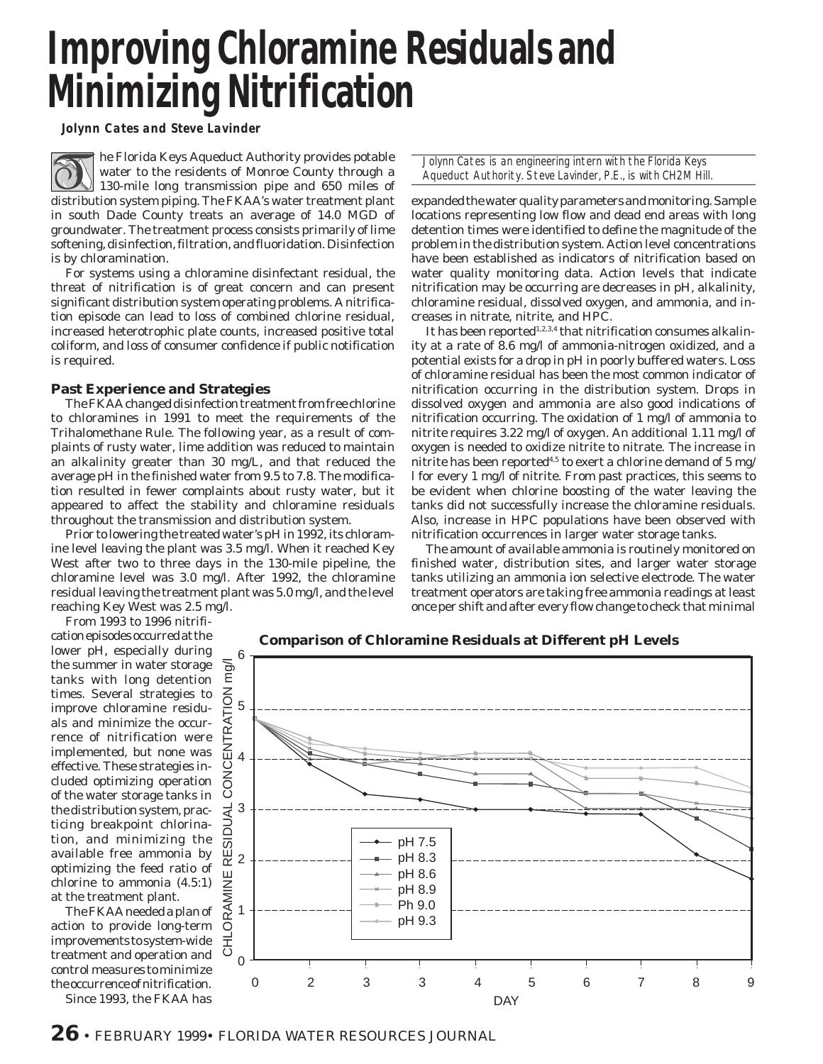# Improving Chloramine Residuals and Minimizing Nitrification

***Jolynn Cates and Steve Lavinder***

*Jolynn Cates is an engineering intern with the Florida Keys Aqueduct Authority. Steve Lavinder, P.E., is with CH2M Hill.*

The Florida Keys Aqueduct Authority provides potable water to the residents of Monroe County through a 130-mile long transmission pipe and 650 miles of distribution system piping. The FKAA's water treatment plant in south Dade County treats an average of 14.0 MGD of groundwater. The treatment process consists primarily of lime softening, disinfection, filtration, and fluoridation. Disinfection is by chloramination.

For systems using a chloramine disinfectant residual, the threat of nitrification is of great concern and can present significant distribution system operating problems. A nitrification episode can lead to loss of combined chlorine residual, increased heterotrophic plate counts, increased positive total coliform, and loss of consumer confidence if public notification is required.

### Past Experience and Strategies

The FKAA changed disinfection treatment from free chlorine to chloramines in 1991 to meet the requirements of the Trihalomethane Rule. The following year, as a result of complaints of rusty water, lime addition was reduced to maintain an alkalinity greater than 30 mg/L, and that reduced the average pH in the finished water from 9.5 to 7.8. The modification resulted in fewer complaints about rusty water, but it appeared to affect the stability and chloramine residuals throughout the transmission and distribution system.

Prior to lowering the treated water's pH in 1992, its chloramine level leaving the plant was 3.5 mg/l. When it reached Key West after two to three days in the 130-mile pipeline, the chloramine level was 3.0 mg/l. After 1992, the chloramine residual leaving the treatment plant was 5.0 mg/l, and the level reaching Key West was 2.5 mg/l.

From 1993 to 1996 nitrification episodes occurred at the lower pH, especially during the summer in water storage tanks with long detention times. Several strategies to improve chloramine residuals and minimize the occurrence of nitrification were implemented, but none was effective. These strategies included optimizing operation of the water storage tanks in the distribution system, practicing breakpoint chlorination, and minimizing the available free ammonia by optimizing the feed ratio of chlorine to ammonia (4.5:1) at the treatment plant.

The FKAA needed a plan of action to provide long-term improvements to system-wide treatment and operation and control measures to minimize the occurrence of nitrification.

Since 1993, the FKAA has expanded the water quality parameters and monitoring. Sample locations representing low flow and dead end areas with long detention times were identified to define the magnitude of the problem in the distribution system. Action level concentrations have been established as indicators of nitrification based on water quality monitoring data. Action levels that indicate nitrification may be occurring are decreases in pH, alkalinity, chloramine residual, dissolved oxygen, and ammonia, and increases in nitrate, nitrite, and HPC.

It has been reported[1,2,3,4] that nitrification consumes alkalinity at a rate of 8.6 mg/l of ammonia-nitrogen oxidized, and a potential exists for a drop in pH in poorly buffered waters. Loss of chloramine residual has been the most common indicator of nitrification occurring in the distribution system. Drops in dissolved oxygen and ammonia are also good indications of nitrification occurring. The oxidation of 1 mg/l of ammonia to nitrite requires 3.22 mg/l of oxygen. An additional 1.11 mg/l of oxygen is needed to oxidize nitrite to nitrate. The increase in nitrite has been reported[4,5] to exert a chlorine demand of 5 mg/l for every 1 mg/l of nitrite. From past practices, this seems to be evident when chlorine boosting of the water leaving the tanks did not successfully increase the chloramine residuals. Also, increase in HPC populations have been observed with nitrification occurrences in larger water storage tanks.

The amount of available ammonia is routinely monitored on finished water, distribution sites, and larger water storage tanks utilizing an ammonia ion selective electrode. The water treatment operators are taking free ammonia readings at least once per shift and after every flow change to check that minimal

**Comparison of Chloramine Residuals at Different pH Levels**

(Chart: CHLORAMINE RESIDUAL CONCENTRATION mg/l vs. DAY; series: pH 7.5, pH 8.3, pH 8.6, pH 8.9, Ph 9.0, pH 9.3; x-axis: 0, 2, 3, 3, 4, 5, 6, 7, 8, 9; y-axis: 0–6)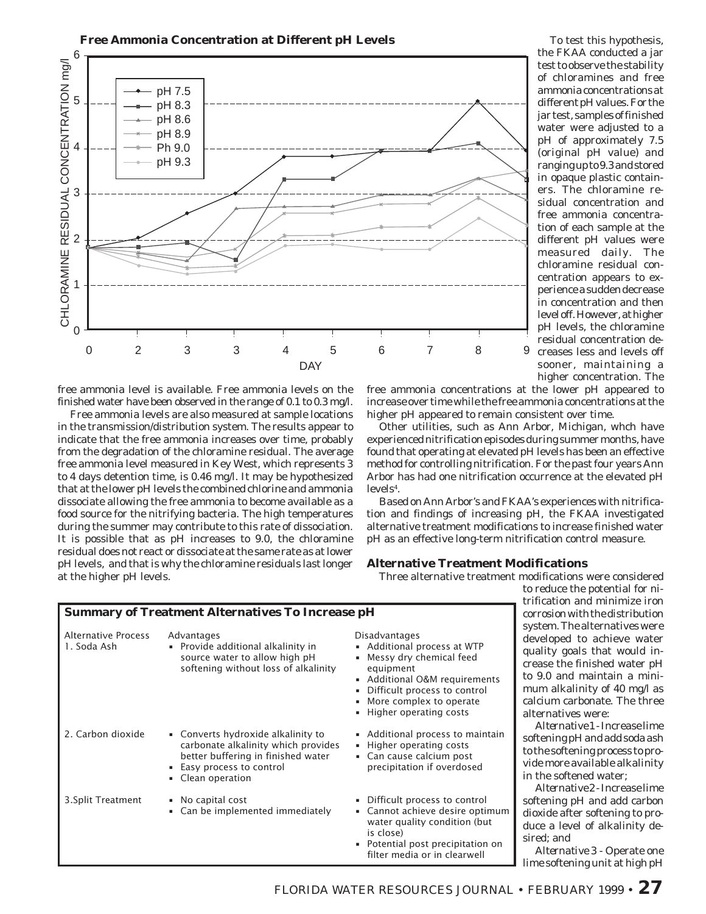**Free Ammonia Concentration at Different pH Levels**

To test this hypothesis, the FKAA conducted a jar test to observe the stability of chloramines and free ammonia concentrations at different pH values. For the jar test, samples of finished water were adjusted to a pH of approximately 7.5 (original pH value) and ranging up to 9.3 and stored in opaque plastic containers. The chloramine residual concentration and free ammonia concentration of each sample at the different pH values were measured daily. The chloramine residual concentration appears to experience a sudden decrease in concentration and then level off. However, at higher pH levels, the chloramine residual concentration decreases less and levels off sooner, maintaining a higher concentration. The free ammonia concentrations at the lower pH appeared to increase over time while the free ammonia concentrations at the higher pH appeared to remain consistent over time.

Other utilities, such as Ann Arbor, Michigan, whch have experienced nitrification episodes during summer months, have found that operating at elevated pH levels has been an effective method for controlling nitrification. For the past four years Ann Arbor has had one nitrification occurrence at the elevated pH levels[4].

Based on Ann Arbor's and FKAA's experiences with nitrification and findings of increasing pH, the FKAA investigated alternative treatment modifications to increase finished water pH as an effective long-term nitrification control measure.

free ammonia level is available. Free ammonia levels on the finished water have been observed in the range of 0.1 to 0.3 mg/l.

Free ammonia levels are also measured at sample locations in the transmission/distribution system. The results appear to indicate that the free ammonia increases over time, probably from the degradation of the chloramine residual. The average free ammonia level measured in Key West, which represents 3 to 4 days detention time, is 0.46 mg/l. It may be hypothesized that at the lower pH levels the combined chlorine and ammonia dissociate allowing the free ammonia to become available as a food source for the nitrifying bacteria. The high temperatures during the summer may contribute to this rate of dissociation. It is possible that as pH increases to 9.0, the chloramine residual does not react or dissociate at the same rate as at lower pH levels, and that is why the chloramine residuals last longer at the higher pH levels.

## Alternative Treatment Modifications

Three alternative treatment modifications were considered to reduce the potential for nitrification and minimize iron corrosion with the distribution system. The alternatives were developed to achieve water quality goals that would increase the finished water pH to 9.0 and maintain a minimum alkalinity of 40 mg/l as calcium carbonate. The three alternatives were:

*Alternative 1* - Increase lime softening pH and add soda ash to the softening process to provide more available alkalinity in the softened water;

*Alternative 2* - Increase lime softening pH and add carbon dioxide after softening to produce a level of alkalinity desired; and

*Alternative 3* - Operate one lime softening unit at high pH

**Summary of Treatment Alternatives To Increase pH**

| Alternative Process | Advantages | Disadvantages |
|---|---|---|
| 1. Soda Ash | • Provide additional alkalinity in source water to allow high pH softening without loss of alkalinity | • Additional process at WTP<br>• Messy dry chemical feed equipment<br>• Additional O&M requirements<br>• Difficult process to control<br>• More complex to operate<br>• Higher operating costs |
| 2. Carbon dioxide | • Converts hydroxide alkalinity to carbonate alkalinity which provides better buffering in finished water<br>• Easy process to control<br>• Clean operation | • Additional process to maintain<br>• Higher operating costs<br>• Can cause calcium post precipitation if overdosed |
| 3. Split Treatment | • No capital cost<br>• Can be implemented immediately | • Difficult process to control<br>• Cannot achieve desire optimum water quality condition (but is close)<br>• Potential post precipitation on filter media or in clearwell |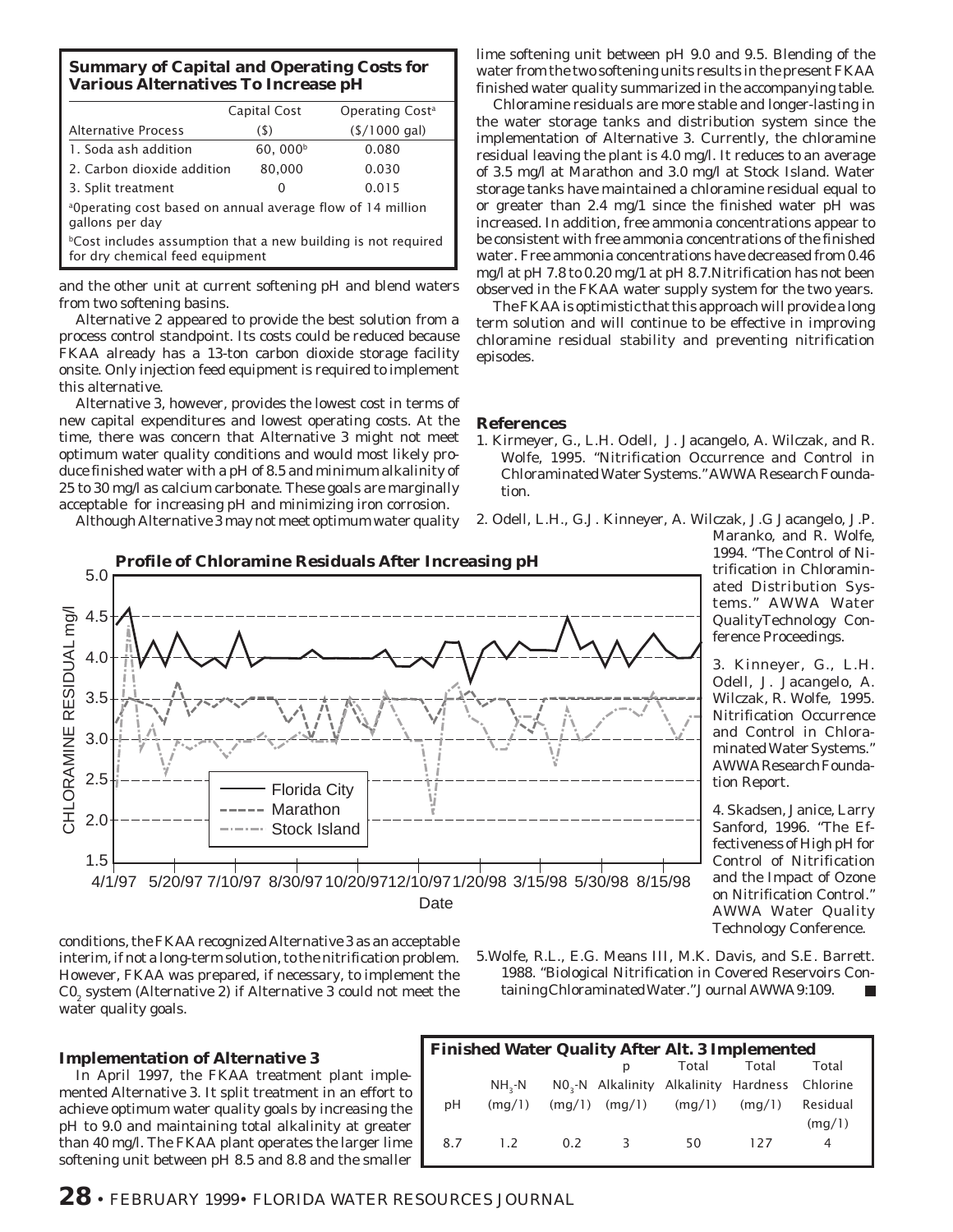**Summary of Capital and Operating Costs for Various Alternatives To Increase pH**

| Alternative Process | Capital Cost ($) | Operating Cost[a] ($/1000 gal) |
|---|---|---|
| 1. Soda ash addition | 60, 000[b] | 0.080 |
| 2. Carbon dioxide addition | 80,000 | 0.030 |
| 3. Split treatment | 0 | 0.015 |

[a]0perating cost based on annual average flow of 14 million gallons per day

[b]Cost includes assumption that a new building is not required for dry chemical feed equipment

and the other unit at current softening pH and blend waters from two softening basins.

Alternative 2 appeared to provide the best solution from a process control standpoint. Its costs could be reduced because FKAA already has a 13-ton carbon dioxide storage facility onsite. Only injection feed equipment is required to implement this alternative.

Alternative 3, however, provides the lowest cost in terms of new capital expenditures and lowest operating costs. At the time, there was concern that Alternative 3 might not meet optimum water quality conditions and would most likely produce finished water with a pH of 8.5 and minimum alkalinity of 25 to 30 mg/l as calcium carbonate. These goals are marginally acceptable for increasing pH and minimizing iron corrosion.

Although Alternative 3 may not meet optimum water quality conditions, the FKAA recognized Alternative 3 as an acceptable interim, if not a long-term solution, to the nitrification problem. However, FKAA was prepared, if necessary, to implement the $CO_2$ system (Alternative 2) if Alternative 3 could not meet the water quality goals.

**Profile of Chloramine Residuals After Increasing pH**

CHLORAMINE RESIDUAL mg/l

5.0
4.5
4.0
3.5
3.0
2.5
2.0
1.5

4/1/97 5/20/97 7/10/97 8/30/97 10/20/97 12/10/97 1/20/98 3/15/98 5/30/98 8/15/98

Date

Florida City
Marathon
Stock Island

### Implementation of Alternative 3

In April 1997, the FKAA treatment plant implemented Alternative 3. It split treatment in an effort to achieve optimum water quality goals by increasing the pH to 9.0 and maintaining total alkalinity at greater than 40 mg/l. The FKAA plant operates the larger lime softening unit between pH 8.5 and 8.8 and the smaller lime softening unit between pH 9.0 and 9.5. Blending of the water from the two softening units results in the present FKAA finished water quality summarized in the accompanying table.

Chloramine residuals are more stable and longer-lasting in the water storage tanks and distribution system since the implementation of Alternative 3. Currently, the chloramine residual leaving the plant is 4.0 mg/l. It reduces to an average of 3.5 mg/l at Marathon and 3.0 mg/l at Stock Island. Water storage tanks have maintained a chloramine residual equal to or greater than 2.4 mg/1 since the finished water pH was increased. In addition, free ammonia concentrations appear to be consistent with free ammonia concentrations of the finished water. Free ammonia concentrations have decreased from 0.46 mg/l at pH 7.8 to 0.20 mg/1 at pH 8.7. Nitrification has not been observed in the FKAA water supply system for the two years.

The FKAA is optimistic that this approach will provide a long term solution and will continue to be effective in improving chloramine residual stability and preventing nitrification episodes.

**Finished Water Quality After Alt. 3 Implemented**

| pH | $NH_3$-N (mg/1) | $NO_3$-N (mg/1) | p Alkalinity (mg/1) | Total Alkalinity (mg/1) | Total Hardness (mg/1) | Total Chlorine Residual (mg/1) |
|---|---|---|---|---|---|---|
| 8.7 | 1.2 | 0.2 | 3 | 50 | 127 | 4 |

### References

1. Kirmeyer, G., L.H. Odell, J. Jacangelo, A. Wilczak, and R. Wolfe, 1995. "Nitrification Occurrence and Control in Chloraminated Water Systems." AWWA Research Foundation.
2. Odell, L.H., G.J. Kinneyer, A. Wilczak, J.G Jacangelo, J.P. Maranko, and R. Wolfe, 1994. "The Control of Nitrification in Chloraminated Distribution Systems." AWWA Water QualityTechnology Conference Proceedings.
3. Kinneyer, G., L.H. Odell, J. Jacangelo, A. Wilczak, R. Wolfe, 1995. Nitrification Occurrence and Control in Chloraminated Water Systems." AWWA Research Foundation Report.
4. Skadsen, Janice, Larry Sanford, 1996. "The Effectiveness of High pH for Control of Nitrification and the Impact of Ozone on Nitrification Control." AWWA Water Quality Technology Conference.
5. Wolfe, R.L., E.G. Means III, M.K. Davis, and S.E. Barrett. 1988. "Biological Nitrification in Covered Reservoirs Containing Chloraminated Water." Journal AWWA 9:109.